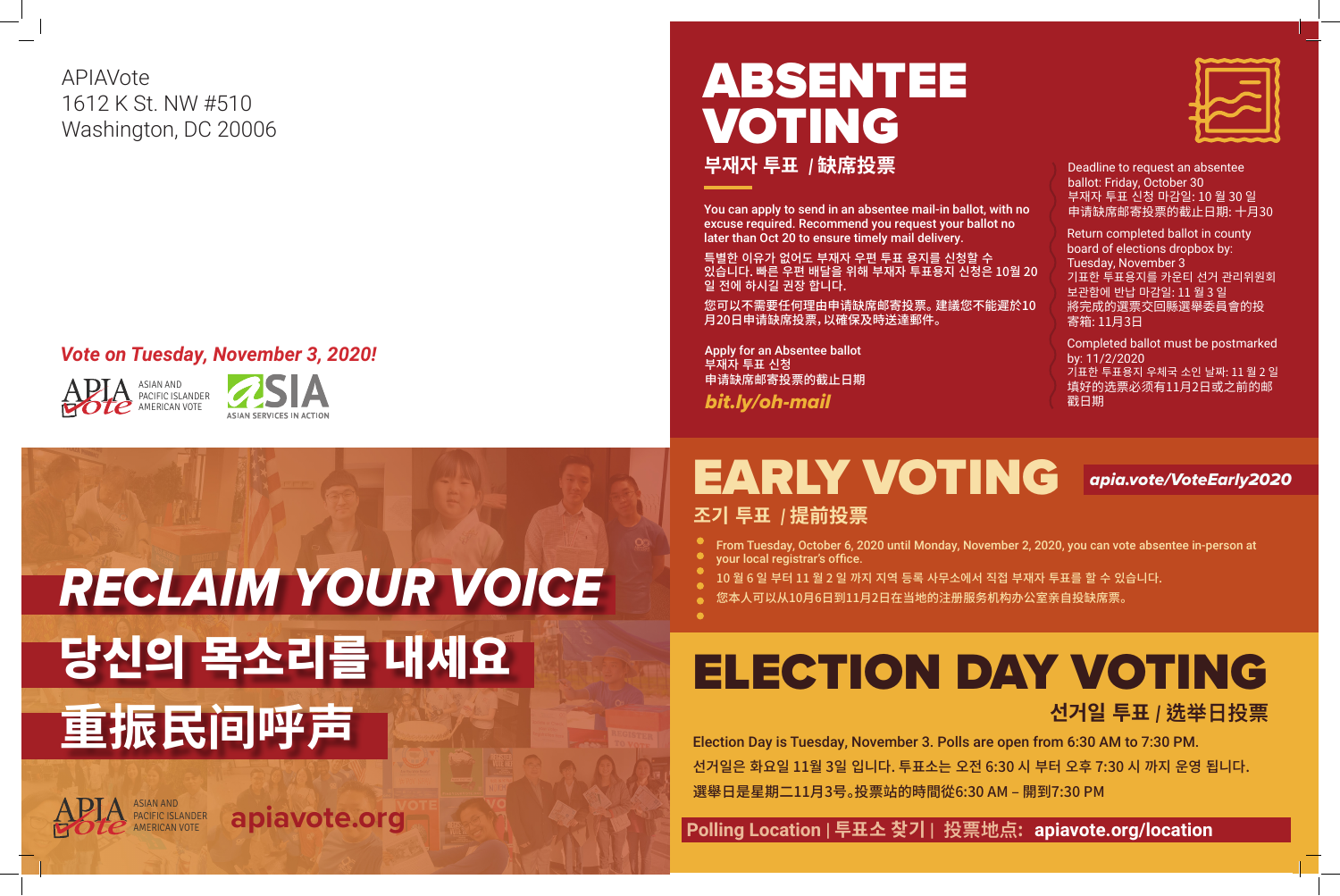APIAVote
1612 K St. NW #510
Washington, DC 20006

*Vote on Tuesday, November 3, 2020!*

APIA Vote ASIAN AND PACIFIC ISLANDER AMERICAN VOTE

ASIA ASIAN SERVICES IN ACTION

# RECLAIM YOUR VOICE

# 당신의 목소리를 내세요

# 重振民间呼声

APIA Vote ASIAN AND PACIFIC ISLANDER AMERICAN VOTE

apiavote.org

# ABSENTEE VOTING

## 부재자 투표 | 缺席投票

You can apply to send in an absentee mail-in ballot, with no excuse required. Recommend you request your ballot no later than Oct 20 to ensure timely mail delivery.

특별한 이유가 없어도 부재자 우편 투표 용지를 신청할 수 있습니다. 빠른 우편 배달을 위해 부재자 투표용지 신청은 10월 20 일 전에 하시길 권장 합니다.

您可以不需要任何理由申请缺席邮寄投票。建議您不能遲於10月20日申請缺席投票, 以確保及時送達郵件。

Apply for an Absentee ballot
부재자 투표 신청
申请缺席邮寄投票的截止日期

***bit.ly/oh-mail***

Deadline to request an absentee ballot: Friday, October 30
부재자 투표 신청 마감일: 10 월 30 일
申请缺席邮寄投票的截止日期: 十月30

Return completed ballot in county board of elections dropbox by: Tuesday, November 3
기표한 투표용지를 카운티 선거 관리위원회 보관함에 반납 마감일: 11 월 3 일
將完成的選票交回縣選舉委員會的投寄箱: 11月3日

Completed ballot must be postmarked by: 11/2/2020
기표한 투표용지 우체국 소인 날짜: 11 월 2 일
填好的选票必须有11月2日或之前的邮戳日期

# EARLY VOTING

***apia.vote/VoteEarly2020***

## 조기 투표 | 提前投票

- From Tuesday, October 6, 2020 until Monday, November 2, 2020, you can vote absentee in-person at your local registrar's office.
- 10 월 6 일 부터 11 월 2 일 까지 지역 등록 사무소에서 직접 부재자 투표를 할 수 있습니다.
- 您本人可以从10月6日到11月2日在当地的注册服务机构办公室亲自投缺席票。

# ELECTION DAY VOTING

## 선거일 투표 | 选举日投票

Election Day is Tuesday, November 3. Polls are open from 6:30 AM to 7:30 PM.

선거일은 화요일 11월 3일 입니다. 투표소는 오전 6:30 시 부터 오후 7:30 시 까지 운영 됩니다.

選舉日是星期二11月3号。投票站的時間從6:30 AM – 開到7:30 PM

**Polling Location | 투표소 찾기 | 投票地点: apiavote.org/location**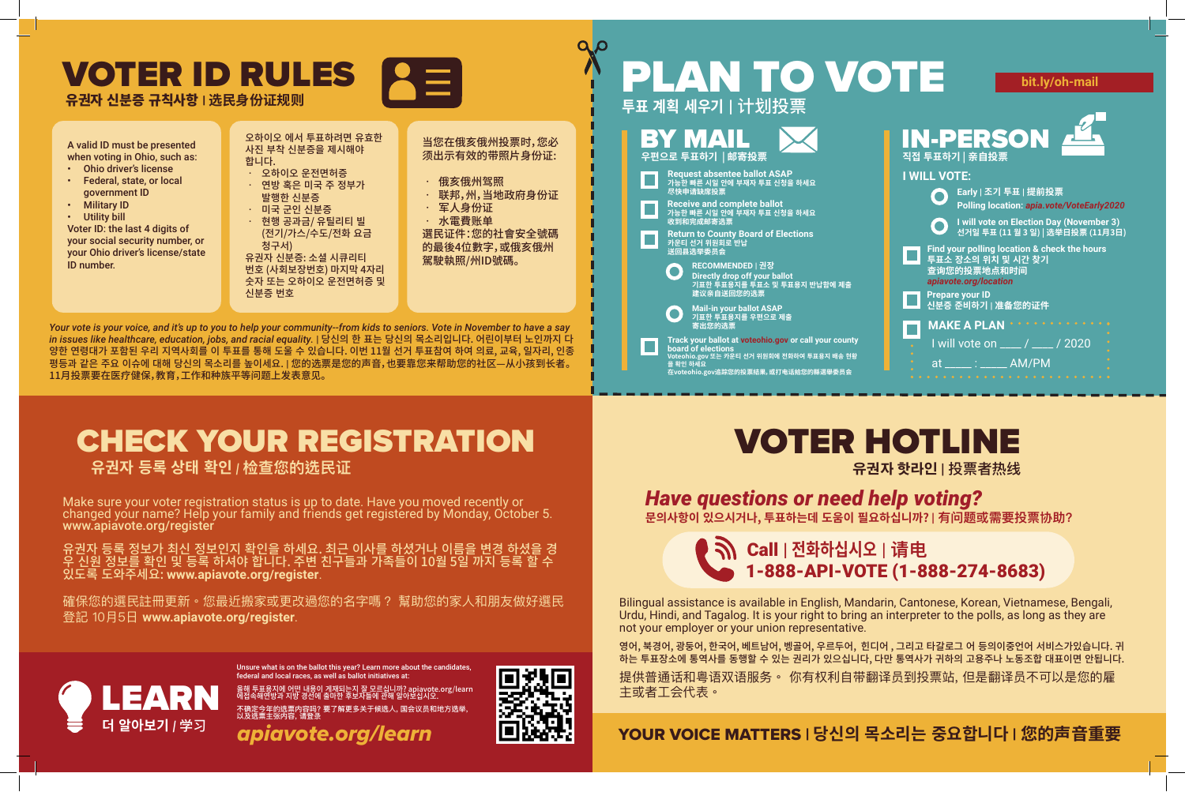# VOTER ID RULES

**유권자 신분증 규칙사항 | 选民身份证规则**

A valid ID must be presented when voting in Ohio, such as:

- Ohio driver's license
- Federal, state, or local government ID
- Military ID
- Utility bill

Voter ID: the last 4 digits of your social security number, or your Ohio driver's license/state ID number.

오하이오 에서 투표하려면 유효한 사진 부착 신분증을 제시해야 합니다.

- 오하이오 운전면허증
- 연방 혹은 미국 주 정부가 발행한 신분증
- 미국 군인 신분증
- 현행 공과금/ 유틸리티 빌 (전기/가스/수도/전화 요금 청구서)

유권자 신분증: 소셜 시큐리티 번호 (사회보장번호) 마지막 4자리 숫자 또는 오하이오 운전면허증 및 신분증 번호

当您在俄亥俄州投票时，您必须出示有效的带照片身份证:

- 俄亥俄州驾照
- 联邦，州，当地政府身份证
- 军人身份证
- 水電費账单

選民证件：您的社會安全號碼的最後4位數字，或俄亥俄州駕駛執照/州ID號碼。

*Your vote is your voice, and it's up to you to help your community--from kids to seniors. Vote in November to have a say in issues like healthcare, education, jobs, and racial equality.* | 당신의 한 표는 당신의 목소리입니다. 어린이부터 노인까지 다양한 연령대가 포함된 우리 지역사회를 이 투표를 통해 도울 수 있습니다. 이번 11월 선거 투표참여 하여 의료, 교육, 일자리, 인종 평등과 같은 주요 이슈에 대해 당신의 목소리를 높이세요. | 您的选票是您的声音，也要靠您来帮助您的社区—从小孩到长者。11月投票要在医疗健保，教育，工作和种族平等问题上发表意见。

# PLAN TO VOTE

**투표 계획 세우기 | 计划投票**

bit.ly/oh-mail

## BY MAIL

**우편으로 투표하기 | 邮寄投票**

- [ ] Request absentee ballot ASAP
  가능한 빠른 시일 안에 부재자 투표 신청을 하세요
  尽快申请缺席投票
- [ ] Receive and complete ballot
  가능한 빠른 시일 안에 부재자 투표 신청을 하세요
  收到和完成邮寄选票
- [ ] Return to County Board of Elections
  카운티 선거 위원회로 반납
  送回县选举委员会
  - ○ RECOMMENDED | 권장
    Directly drop off your ballot
    기표한 투표용지를 투표소 및 투표용지 반납함에 제출
    建议亲自送回您的选票
  - ○ Mail-in your ballot ASAP
    기표한 투표용지를 우편으로 제출
    寄出您的选票
- [ ] Track your ballot at voteohio.gov or call your county board of elections
  Voteohio.gov 또는 카운티 선거 위원회에 전화하여 투표용지 배송 현황을 확인 하세요
  在voteohio.gov追踪您的投票结果，或打电话给您的縣選舉委員会

## IN-PERSON

**직접 투표하기 | 亲自投票**

**I WILL VOTE:**

- ○ Early | 조기 투표 | 提前投票
  Polling location: apia.vote/VoteEarly2020
- ○ I will vote on Election Day (November 3)
  선거일 투표 (11 월 3 일) | 选举日投票 (11月3日)
- [ ] Find your polling location & check the hours
  투표소 장소의 위치 및 시간 찾기
  查询您的投票地点和时间
  *apiavote.org/location*
- [ ] Prepare your ID
  신분증 준비하기 | 准备您的证件
- [ ] MAKE A PLAN
  I will vote on ____ / ____ / 2020
  at _____ : _____ AM/PM

# CHECK YOUR REGISTRATION

**유권자 등록 상태 확인 | 检查您的选民证**

Make sure your voter registration status is up to date. Have you moved recently or changed your name? Help your family and friends get registered by Monday, October 5. **www.apiavote.org/register**

유권자 등록 정보가 최신 정보인지 확인을 하세요. 최근 이사를 하셨거나 이름을 변경 하셨을 경우 신원 정보를 확인 및 등록 하셔야 합니다. 주변 친구들과 가족들이 10월 5일 까지 등록 할 수 있도록 도와주세요: **www.apiavote.org/register**.

確保您的選民註冊更新。您最近搬家或更改過您的名字嗎？ 幫助您的家人和朋友做好選民登記 10月5日 **www.apiavote.org/register**.

# LEARN

**더 알아보기 | 学习**

Unsure what is on the ballot this year? Learn more about the candidates, federal and local races, as well as ballot initiatives at:

올해 투표용지에 어떤 내용이 게재되는지 잘 모르십니까? apiavote.org/learn 에접속해연방과 지방 경선에 출마한 후보자들에 관해 알아보십시오.

不确定今年的选票内容吗？要了解更多关于候选人，国会议员和地方选举，以及选票主张内容，请登录

*apiavote.org/learn*

# VOTER HOTLINE

**유권자 핫라인 | 投票者热线**

***Have questions or need help voting?***

**문의사항이 있으시거나, 투표하는데 도움이 필요하십니까? | 有问题或需要投票协助?**

**Call | 전화하십시오 | 请电**
**1-888-API-VOTE (1-888-274-8683)**

Bilingual assistance is available in English, Mandarin, Cantonese, Korean, Vietnamese, Bengali, Urdu, Hindi, and Tagalog. It is your right to bring an interpreter to the polls, as long as they are not your employer or your union representative.

영어, 북경어, 광둥어, 한국어, 베트남어, 벵골어, 우르두어, 힌디어 , 그리고 타갈로그 어 등의이중언어 서비스가있습니다. 귀하는 투표장소에 통역사를 동행할 수 있는 권리가 있으십니다, 다만 통역사가 귀하의 고용주나 노동조합 대표이면 안됩니다.

提供普通话和粤语双语服务。 你有权利自带翻译员到投票站, 但是翻译员不可以是您的雇主或者工会代表。

**YOUR VOICE MATTERS | 당신의 목소리는 중요합니다 | 您的声音重要**